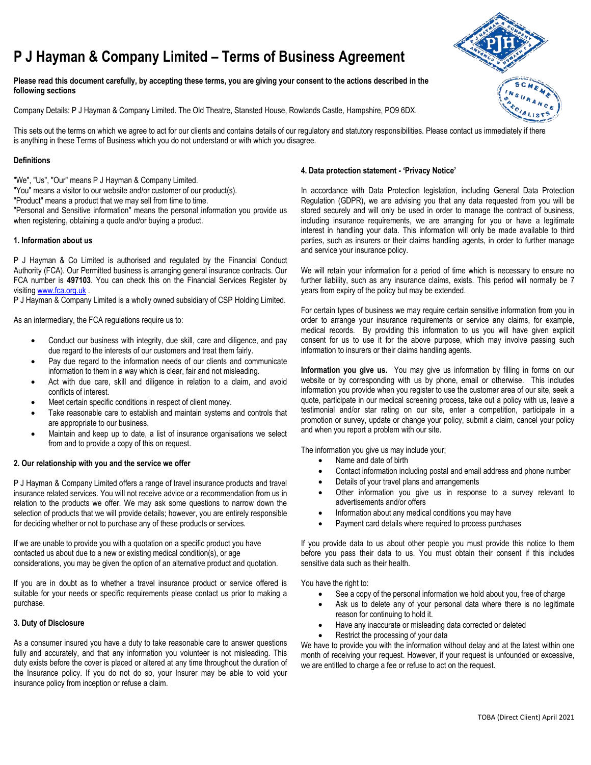# P J Hayman & Company Limited – Terms of Business Agreement

**Please read this document carefully, by accepting these terms, you are giving your consent to the actions described in the following sections**

Company Details: P J Hayman & Company Limited. The Old Theatre, Stansted House, Rowlands Castle, Hampshire, PO9 6DX.

This sets out the terms on which we agree to act for our clients and contains details of our regulatory and statutory responsibilities. Please contact us immediately if there is anything in these Terms of Business which you do not understand or with which you disagree.

**Definitions**

"We", "Us", "Our" means P J Hayman & Company Limited.
"You" means a visitor to our website and/or customer of our product(s).
"Product" means a product that we may sell from time to time.
"Personal and Sensitive information" means the personal information you provide us when registering, obtaining a quote and/or buying a product.

**1. Information about us**

P J Hayman & Co Limited is authorised and regulated by the Financial Conduct Authority (FCA). Our Permitted business is arranging general insurance contracts. Our FCA number is **497103**. You can check this on the Financial Services Register by visiting www.fca.org.uk .
P J Hayman & Company Limited is a wholly owned subsidiary of CSP Holding Limited.

As an intermediary, the FCA regulations require us to:

- Conduct our business with integrity, due skill, care and diligence, and pay due regard to the interests of our customers and treat them fairly.
- Pay due regard to the information needs of our clients and communicate information to them in a way which is clear, fair and not misleading.
- Act with due care, skill and diligence in relation to a claim, and avoid conflicts of interest.
- Meet certain specific conditions in respect of client money.
- Take reasonable care to establish and maintain systems and controls that are appropriate to our business.
- Maintain and keep up to date, a list of insurance organisations we select from and to provide a copy of this on request.

**2. Our relationship with you and the service we offer**

P J Hayman & Company Limited offers a range of travel insurance products and travel insurance related services. You will not receive advice or a recommendation from us in relation to the products we offer. We may ask some questions to narrow down the selection of products that we will provide details; however, you are entirely responsible for deciding whether or not to purchase any of these products or services.

If we are unable to provide you with a quotation on a specific product you have contacted us about due to a new or existing medical condition(s), or age considerations, you may be given the option of an alternative product and quotation.

If you are in doubt as to whether a travel insurance product or service offered is suitable for your needs or specific requirements please contact us prior to making a purchase.

**3. Duty of Disclosure**

As a consumer insured you have a duty to take reasonable care to answer questions fully and accurately, and that any information you volunteer is not misleading. This duty exists before the cover is placed or altered at any time throughout the duration of the Insurance policy. If you do not do so, your Insurer may be able to void your insurance policy from inception or refuse a claim.

**4. Data protection statement - 'Privacy Notice'**

In accordance with Data Protection legislation, including General Data Protection Regulation (GDPR), we are advising you that any data requested from you will be stored securely and will only be used in order to manage the contract of business, including insurance requirements, we are arranging for you or have a legitimate interest in handling your data. This information will only be made available to third parties, such as insurers or their claims handling agents, in order to further manage and service your insurance policy.

We will retain your information for a period of time which is necessary to ensure no further liability, such as any insurance claims, exists. This period will normally be 7 years from expiry of the policy but may be extended.

For certain types of business we may require certain sensitive information from you in order to arrange your insurance requirements or service any claims, for example, medical records. By providing this information to us you will have given explicit consent for us to use it for the above purpose, which may involve passing such information to insurers or their claims handling agents.

**Information you give us.** You may give us information by filling in forms on our website or by corresponding with us by phone, email or otherwise. This includes information you provide when you register to use the customer area of our site, seek a quote, participate in our medical screening process, take out a policy with us, leave a testimonial and/or star rating on our site, enter a competition, participate in a promotion or survey, update or change your policy, submit a claim, cancel your policy and when you report a problem with our site.

The information you give us may include your;

- Name and date of birth
- Contact information including postal and email address and phone number
- Details of your travel plans and arrangements
- Other information you give us in response to a survey relevant to advertisements and/or offers
- Information about any medical conditions you may have
- Payment card details where required to process purchases

If you provide data to us about other people you must provide this notice to them before you pass their data to us. You must obtain their consent if this includes sensitive data such as their health.

You have the right to:

- See a copy of the personal information we hold about you, free of charge
- Ask us to delete any of your personal data where there is no legitimate reason for continuing to hold it.
- Have any inaccurate or misleading data corrected or deleted
- Restrict the processing of your data

We have to provide you with the information without delay and at the latest within one month of receiving your request. However, if your request is unfounded or excessive, we are entitled to charge a fee or refuse to act on the request.

TOBA (Direct Client) April 2021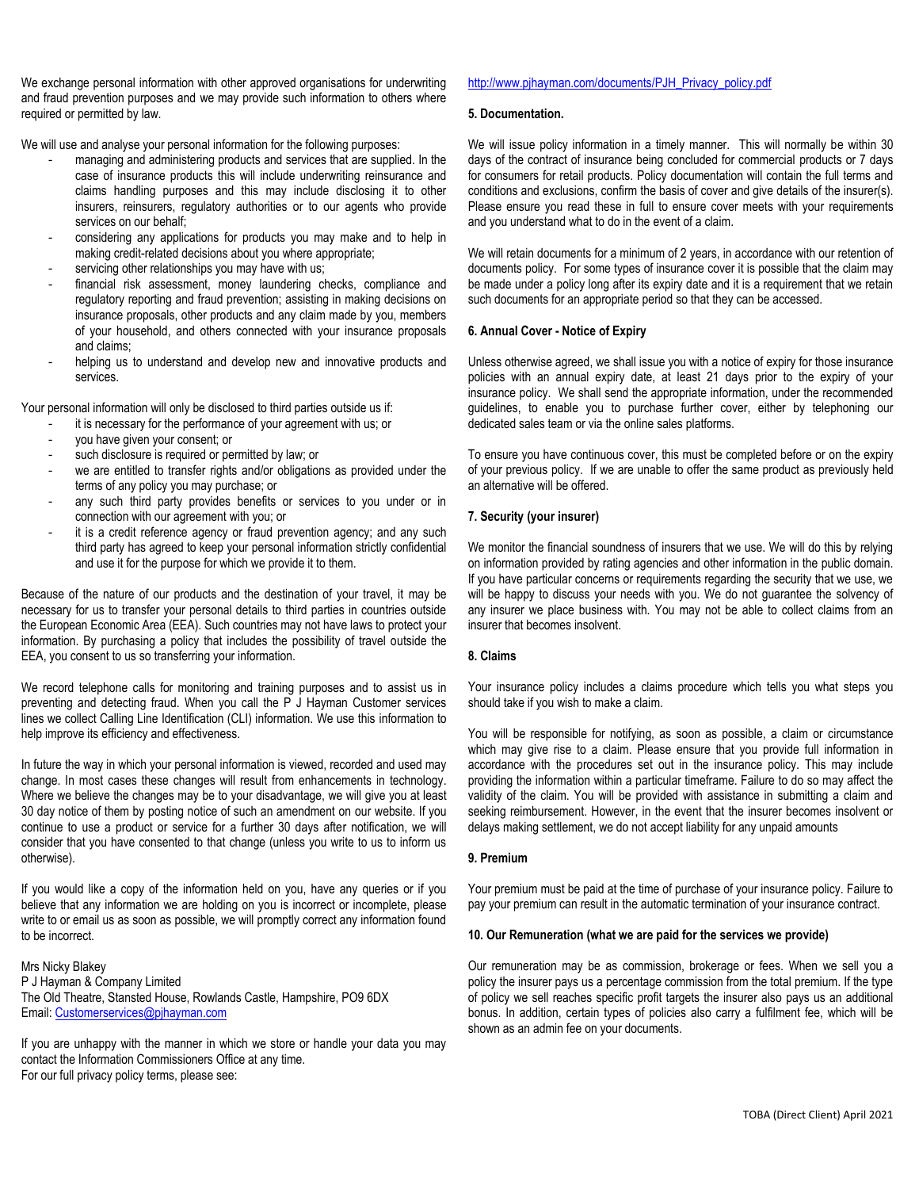We exchange personal information with other approved organisations for underwriting and fraud prevention purposes and we may provide such information to others where required or permitted by law.

We will use and analyse your personal information for the following purposes:

- managing and administering products and services that are supplied. In the case of insurance products this will include underwriting reinsurance and claims handling purposes and this may include disclosing it to other insurers, reinsurers, regulatory authorities or to our agents who provide services on our behalf;
- considering any applications for products you may make and to help in making credit-related decisions about you where appropriate;
- servicing other relationships you may have with us;
- financial risk assessment, money laundering checks, compliance and regulatory reporting and fraud prevention; assisting in making decisions on insurance proposals, other products and any claim made by you, members of your household, and others connected with your insurance proposals and claims;
- helping us to understand and develop new and innovative products and services.

Your personal information will only be disclosed to third parties outside us if:

- it is necessary for the performance of your agreement with us; or
- you have given your consent; or
- such disclosure is required or permitted by law; or
- we are entitled to transfer rights and/or obligations as provided under the terms of any policy you may purchase; or
- any such third party provides benefits or services to you under or in connection with our agreement with you; or
- it is a credit reference agency or fraud prevention agency; and any such third party has agreed to keep your personal information strictly confidential and use it for the purpose for which we provide it to them.

Because of the nature of our products and the destination of your travel, it may be necessary for us to transfer your personal details to third parties in countries outside the European Economic Area (EEA). Such countries may not have laws to protect your information. By purchasing a policy that includes the possibility of travel outside the EEA, you consent to us so transferring your information.

We record telephone calls for monitoring and training purposes and to assist us in preventing and detecting fraud. When you call the P J Hayman Customer services lines we collect Calling Line Identification (CLI) information. We use this information to help improve its efficiency and effectiveness.

In future the way in which your personal information is viewed, recorded and used may change. In most cases these changes will result from enhancements in technology. Where we believe the changes may be to your disadvantage, we will give you at least 30 day notice of them by posting notice of such an amendment on our website. If you continue to use a product or service for a further 30 days after notification, we will consider that you have consented to that change (unless you write to us to inform us otherwise).

If you would like a copy of the information held on you, have any queries or if you believe that any information we are holding on you is incorrect or incomplete, please write to or email us as soon as possible, we will promptly correct any information found to be incorrect.

Mrs Nicky Blakey
P J Hayman & Company Limited
The Old Theatre, Stansted House, Rowlands Castle, Hampshire, PO9 6DX
Email: Customerservices@pjhayman.com

If you are unhappy with the manner in which we store or handle your data you may contact the Information Commissioners Office at any time.
For our full privacy policy terms, please see:
http://www.pjhayman.com/documents/PJH_Privacy_policy.pdf

**5. Documentation.**

We will issue policy information in a timely manner. This will normally be within 30 days of the contract of insurance being concluded for commercial products or 7 days for consumers for retail products. Policy documentation will contain the full terms and conditions and exclusions, confirm the basis of cover and give details of the insurer(s). Please ensure you read these in full to ensure cover meets with your requirements and you understand what to do in the event of a claim.

We will retain documents for a minimum of 2 years, in accordance with our retention of documents policy. For some types of insurance cover it is possible that the claim may be made under a policy long after its expiry date and it is a requirement that we retain such documents for an appropriate period so that they can be accessed.

**6. Annual Cover - Notice of Expiry**

Unless otherwise agreed, we shall issue you with a notice of expiry for those insurance policies with an annual expiry date, at least 21 days prior to the expiry of your insurance policy. We shall send the appropriate information, under the recommended guidelines, to enable you to purchase further cover, either by telephoning our dedicated sales team or via the online sales platforms.

To ensure you have continuous cover, this must be completed before or on the expiry of your previous policy. If we are unable to offer the same product as previously held an alternative will be offered.

**7. Security (your insurer)**

We monitor the financial soundness of insurers that we use. We will do this by relying on information provided by rating agencies and other information in the public domain. If you have particular concerns or requirements regarding the security that we use, we will be happy to discuss your needs with you. We do not guarantee the solvency of any insurer we place business with. You may not be able to collect claims from an insurer that becomes insolvent.

**8. Claims**

Your insurance policy includes a claims procedure which tells you what steps you should take if you wish to make a claim.

You will be responsible for notifying, as soon as possible, a claim or circumstance which may give rise to a claim. Please ensure that you provide full information in accordance with the procedures set out in the insurance policy. This may include providing the information within a particular timeframe. Failure to do so may affect the validity of the claim. You will be provided with assistance in submitting a claim and seeking reimbursement. However, in the event that the insurer becomes insolvent or delays making settlement, we do not accept liability for any unpaid amounts

**9. Premium**

Your premium must be paid at the time of purchase of your insurance policy. Failure to pay your premium can result in the automatic termination of your insurance contract.

**10. Our Remuneration (what we are paid for the services we provide)**

Our remuneration may be as commission, brokerage or fees. When we sell you a policy the insurer pays us a percentage commission from the total premium. If the type of policy we sell reaches specific profit targets the insurer also pays us an additional bonus. In addition, certain types of policies also carry a fulfilment fee, which will be shown as an admin fee on your documents.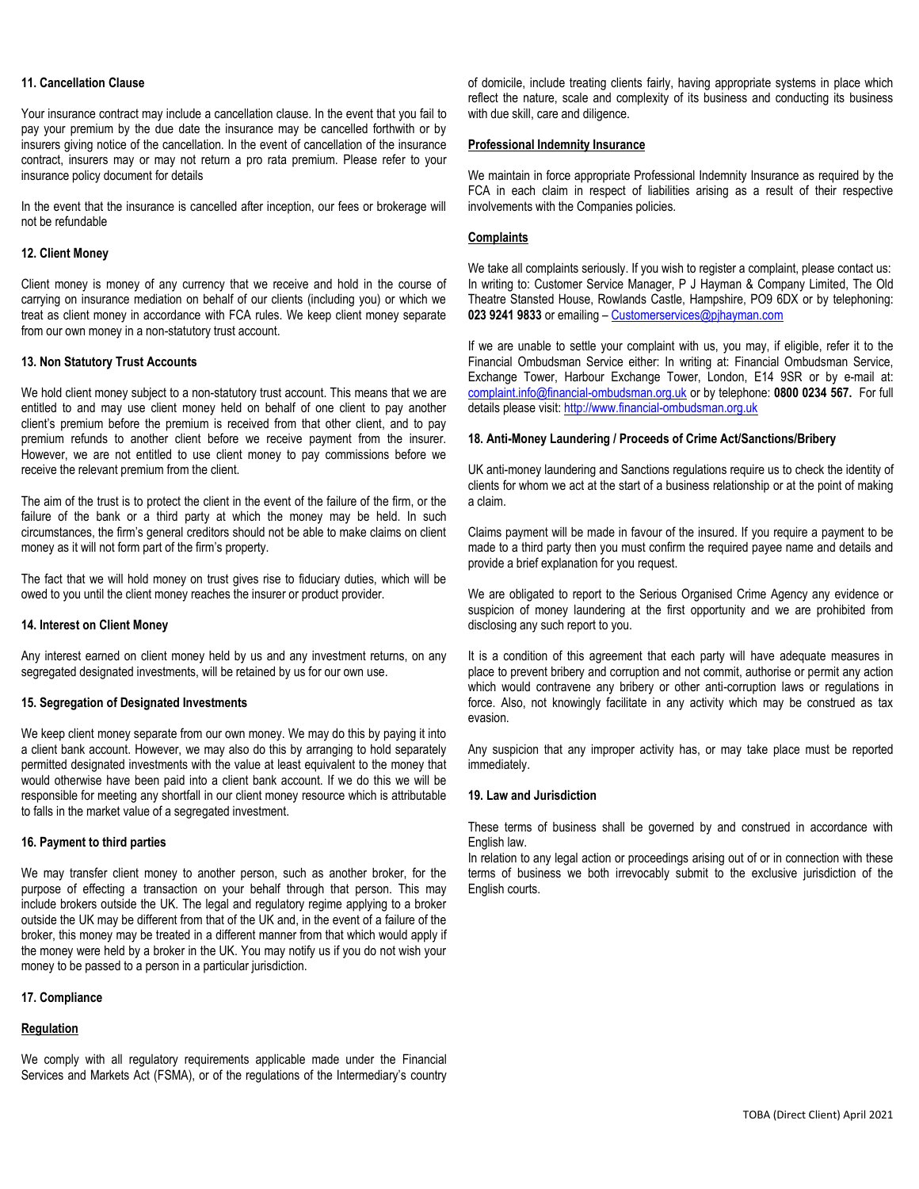**11. Cancellation Clause**

Your insurance contract may include a cancellation clause. In the event that you fail to pay your premium by the due date the insurance may be cancelled forthwith or by insurers giving notice of the cancellation. In the event of cancellation of the insurance contract, insurers may or may not return a pro rata premium. Please refer to your insurance policy document for details

In the event that the insurance is cancelled after inception, our fees or brokerage will not be refundable

**12. Client Money**

Client money is money of any currency that we receive and hold in the course of carrying on insurance mediation on behalf of our clients (including you) or which we treat as client money in accordance with FCA rules. We keep client money separate from our own money in a non-statutory trust account.

**13. Non Statutory Trust Accounts**

We hold client money subject to a non-statutory trust account. This means that we are entitled to and may use client money held on behalf of one client to pay another client's premium before the premium is received from that other client, and to pay premium refunds to another client before we receive payment from the insurer. However, we are not entitled to use client money to pay commissions before we receive the relevant premium from the client.

The aim of the trust is to protect the client in the event of the failure of the firm, or the failure of the bank or a third party at which the money may be held. In such circumstances, the firm's general creditors should not be able to make claims on client money as it will not form part of the firm's property.

The fact that we will hold money on trust gives rise to fiduciary duties, which will be owed to you until the client money reaches the insurer or product provider.

**14. Interest on Client Money**

Any interest earned on client money held by us and any investment returns, on any segregated designated investments, will be retained by us for our own use.

**15. Segregation of Designated Investments**

We keep client money separate from our own money. We may do this by paying it into a client bank account. However, we may also do this by arranging to hold separately permitted designated investments with the value at least equivalent to the money that would otherwise have been paid into a client bank account. If we do this we will be responsible for meeting any shortfall in our client money resource which is attributable to falls in the market value of a segregated investment.

**16. Payment to third parties**

We may transfer client money to another person, such as another broker, for the purpose of effecting a transaction on your behalf through that person. This may include brokers outside the UK. The legal and regulatory regime applying to a broker outside the UK may be different from that of the UK and, in the event of a failure of the broker, this money may be treated in a different manner from that which would apply if the money were held by a broker in the UK. You may notify us if you do not wish your money to be passed to a person in a particular jurisdiction.

**17. Compliance**

**Regulation**

We comply with all regulatory requirements applicable made under the Financial Services and Markets Act (FSMA), or of the regulations of the Intermediary's country of domicile, include treating clients fairly, having appropriate systems in place which reflect the nature, scale and complexity of its business and conducting its business with due skill, care and diligence.

**Professional Indemnity Insurance**

We maintain in force appropriate Professional Indemnity Insurance as required by the FCA in each claim in respect of liabilities arising as a result of their respective involvements with the Companies policies.

**Complaints**

We take all complaints seriously. If you wish to register a complaint, please contact us: In writing to: Customer Service Manager, P J Hayman & Company Limited, The Old Theatre Stansted House, Rowlands Castle, Hampshire, PO9 6DX or by telephoning: **023 9241 9833** or emailing – Customerservices@pjhayman.com

If we are unable to settle your complaint with us, you may, if eligible, refer it to the Financial Ombudsman Service either: In writing at: Financial Ombudsman Service, Exchange Tower, Harbour Exchange Tower, London, E14 9SR or by e-mail at: complaint.info@financial-ombudsman.org.uk or by telephone: **0800 0234 567.** For full details please visit: http://www.financial-ombudsman.org.uk

**18. Anti-Money Laundering / Proceeds of Crime Act/Sanctions/Bribery**

UK anti-money laundering and Sanctions regulations require us to check the identity of clients for whom we act at the start of a business relationship or at the point of making a claim.

Claims payment will be made in favour of the insured. If you require a payment to be made to a third party then you must confirm the required payee name and details and provide a brief explanation for you request.

We are obligated to report to the Serious Organised Crime Agency any evidence or suspicion of money laundering at the first opportunity and we are prohibited from disclosing any such report to you.

It is a condition of this agreement that each party will have adequate measures in place to prevent bribery and corruption and not commit, authorise or permit any action which would contravene any bribery or other anti-corruption laws or regulations in force. Also, not knowingly facilitate in any activity which may be construed as tax evasion.

Any suspicion that any improper activity has, or may take place must be reported immediately.

**19. Law and Jurisdiction**

These terms of business shall be governed by and construed in accordance with English law.
In relation to any legal action or proceedings arising out of or in connection with these terms of business we both irrevocably submit to the exclusive jurisdiction of the English courts.